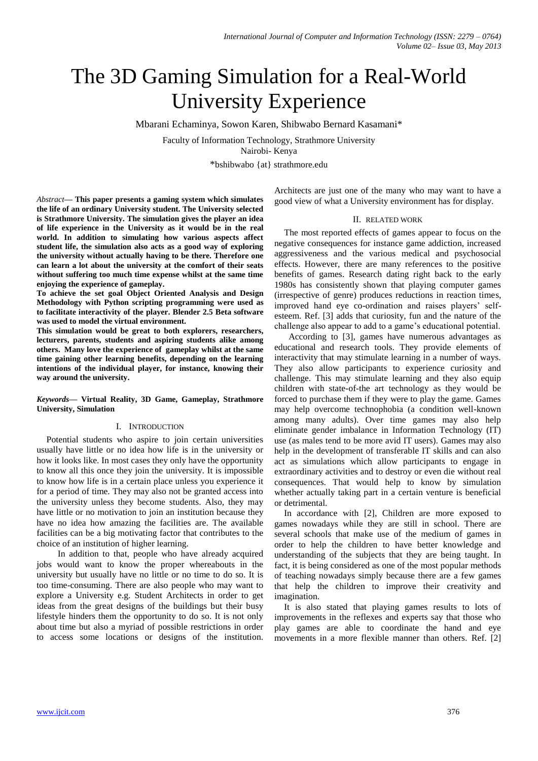# The 3D Gaming Simulation for a Real-World University Experience

Mbarani Echaminya, Sowon Karen, Shibwabo Bernard Kasamani*

Faculty of Information Technology, Strathmore University
Nairobi- Kenya

*bshibwabo {at} strathmore.edu

*Abstract*— **This paper presents a gaming system which simulates the life of an ordinary University student. The University selected is Strathmore University. The simulation gives the player an idea of life experience in the University as it would be in the real world. In addition to simulating how various aspects affect student life, the simulation also acts as a good way of exploring the university without actually having to be there. Therefore one can learn a lot about the university at the comfort of their seats without suffering too much time expense whilst at the same time enjoying the experience of gameplay.**

**To achieve the set goal Object Oriented Analysis and Design Methodology with Python scripting programming were used as to facilitate interactivity of the player. Blender 2.5 Beta software was used to model the virtual environment.**

**This simulation would be great to both explorers, researchers, lecturers, parents, students and aspiring students alike among others. Many love the experience of gameplay whilst at the same time gaining other learning benefits, depending on the learning intentions of the individual player, for instance, knowing their way around the university.**

***Keywords*— Virtual Reality, 3D Game, Gameplay, Strathmore University, Simulation**

## I. Introduction

Potential students who aspire to join certain universities usually have little or no idea how life is in the university or how it looks like. In most cases they only have the opportunity to know all this once they join the university. It is impossible to know how life is in a certain place unless you experience it for a period of time. They may also not be granted access into the university unless they become students. Also, they may have little or no motivation to join an institution because they have no idea how amazing the facilities are. The available facilities can be a big motivating factor that contributes to the choice of an institution of higher learning.

In addition to that, people who have already acquired jobs would want to know the proper whereabouts in the university but usually have no little or no time to do so. It is too time-consuming. There are also people who may want to explore a University e.g. Student Architects in order to get ideas from the great designs of the buildings but their busy lifestyle hinders them the opportunity to do so. It is not only about time but also a myriad of possible restrictions in order to access some locations or designs of the institution. Architects are just one of the many who may want to have a good view of what a University environment has for display.

## II. Related Work

The most reported effects of games appear to focus on the negative consequences for instance game addiction, increased aggressiveness and the various medical and psychosocial effects. However, there are many references to the positive benefits of games. Research dating right back to the early 1980s has consistently shown that playing computer games (irrespective of genre) produces reductions in reaction times, improved hand eye co-ordination and raises players' self-esteem. Ref. [3] adds that curiosity, fun and the nature of the challenge also appear to add to a game's educational potential.

According to [3], games have numerous advantages as educational and research tools. They provide elements of interactivity that may stimulate learning in a number of ways. They also allow participants to experience curiosity and challenge. This may stimulate learning and they also equip children with state-of-the art technology as they would be forced to purchase them if they were to play the game. Games may help overcome technophobia (a condition well-known among many adults). Over time games may also help eliminate gender imbalance in Information Technology (IT) use (as males tend to be more avid IT users). Games may also help in the development of transferable IT skills and can also act as simulations which allow participants to engage in extraordinary activities and to destroy or even die without real consequences. That would help to know by simulation whether actually taking part in a certain venture is beneficial or detrimental.

In accordance with [2], Children are more exposed to games nowadays while they are still in school. There are several schools that make use of the medium of games in order to help the children to have better knowledge and understanding of the subjects that they are being taught. In fact, it is being considered as one of the most popular methods of teaching nowadays simply because there are a few games that help the children to improve their creativity and imagination.

It is also stated that playing games results to lots of improvements in the reflexes and experts say that those who play games are able to coordinate the hand and eye movements in a more flexible manner than others. Ref. [2]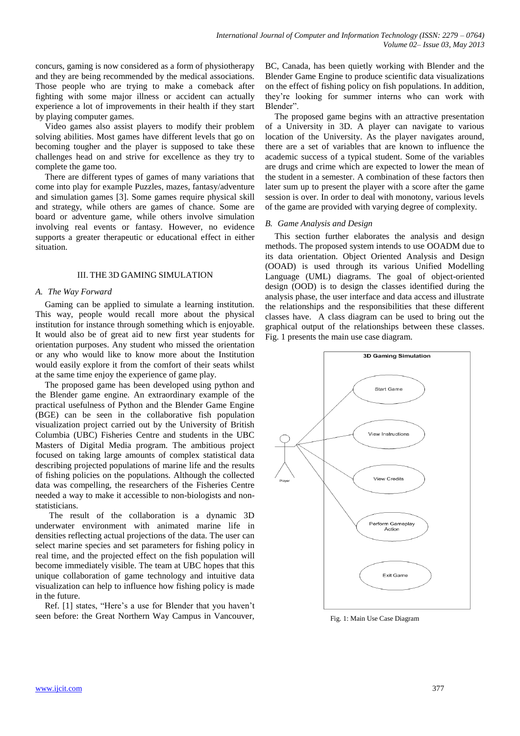concurs, gaming is now considered as a form of physiotherapy and they are being recommended by the medical associations. Those people who are trying to make a comeback after fighting with some major illness or accident can actually experience a lot of improvements in their health if they start by playing computer games.

Video games also assist players to modify their problem solving abilities. Most games have different levels that go on becoming tougher and the player is supposed to take these challenges head on and strive for excellence as they try to complete the game too.

There are different types of games of many variations that come into play for example Puzzles, mazes, fantasy/adventure and simulation games [3]. Some games require physical skill and strategy, while others are games of chance. Some are board or adventure game, while others involve simulation involving real events or fantasy. However, no evidence supports a greater therapeutic or educational effect in either situation.

## III. THE 3D GAMING SIMULATION

### *A. The Way Forward*

Gaming can be applied to simulate a learning institution. This way, people would recall more about the physical institution for instance through something which is enjoyable. It would also be of great aid to new first year students for orientation purposes. Any student who missed the orientation or any who would like to know more about the Institution would easily explore it from the comfort of their seats whilst at the same time enjoy the experience of game play.

The proposed game has been developed using python and the Blender game engine. An extraordinary example of the practical usefulness of Python and the Blender Game Engine (BGE) can be seen in the collaborative fish population visualization project carried out by the University of British Columbia (UBC) Fisheries Centre and students in the UBC Masters of Digital Media program. The ambitious project focused on taking large amounts of complex statistical data describing projected populations of marine life and the results of fishing policies on the populations. Although the collected data was compelling, the researchers of the Fisheries Centre needed a way to make it accessible to non-biologists and non-statisticians.

The result of the collaboration is a dynamic 3D underwater environment with animated marine life in densities reflecting actual projections of the data. The user can select marine species and set parameters for fishing policy in real time, and the projected effect on the fish population will become immediately visible. The team at UBC hopes that this unique collaboration of game technology and intuitive data visualization can help to influence how fishing policy is made in the future.

Ref. [1] states, "Here's a use for Blender that you haven't seen before: the Great Northern Way Campus in Vancouver, BC, Canada, has been quietly working with Blender and the Blender Game Engine to produce scientific data visualizations on the effect of fishing policy on fish populations. In addition, they're looking for summer interns who can work with Blender".

The proposed game begins with an attractive presentation of a University in 3D. A player can navigate to various location of the University. As the player navigates around, there are a set of variables that are known to influence the academic success of a typical student. Some of the variables are drugs and crime which are expected to lower the mean of the student in a semester. A combination of these factors then later sum up to present the player with a score after the game session is over. In order to deal with monotony, various levels of the game are provided with varying degree of complexity.

### *B. Game Analysis and Design*

This section further elaborates the analysis and design methods. The proposed system intends to use OOADM due to its data orientation. Object Oriented Analysis and Design (OOAD) is used through its various Unified Modelling Language (UML) diagrams. The goal of object-oriented design (OOD) is to design the classes identified during the analysis phase, the user interface and data access and illustrate the relationships and the responsibilities that these different classes have. A class diagram can be used to bring out the graphical output of the relationships between these classes. Fig. 1 presents the main use case diagram.

3D Gaming Simulation

Player

Start Game

View Instructions

View Credits

Perform Gameplay Action

Exit Game

Fig. 1: Main Use Case Diagram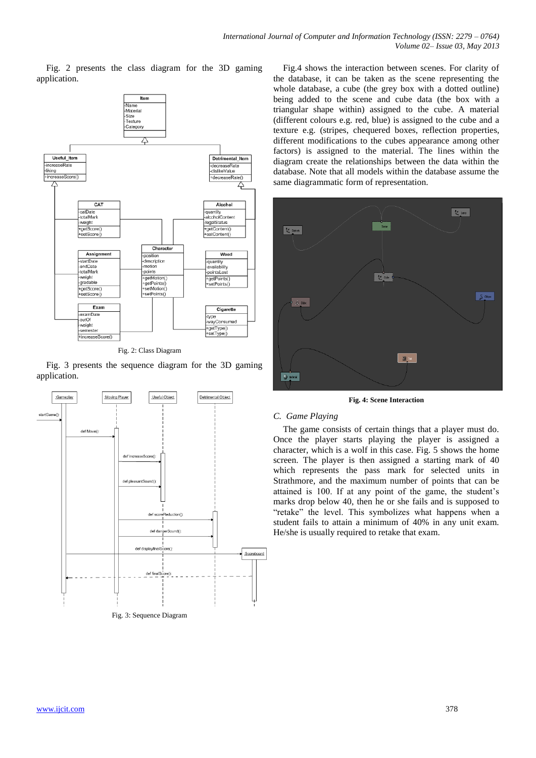Fig. 2 presents the class diagram for the 3D gaming application.

Fig. 2: Class Diagram

Fig. 3 presents the sequence diagram for the 3D gaming application.

Fig. 3: Sequence Diagram

Fig.4 shows the interaction between scenes. For clarity of the database, it can be taken as the scene representing the whole database, a cube (the grey box with a dotted outline) being added to the scene and cube data (the box with a triangular shape within) assigned to the cube. A material (different colours e.g. red, blue) is assigned to the cube and a texture e.g. (stripes, chequered boxes, reflection properties, different modifications to the cubes appearance among other factors) is assigned to the material. The lines within the diagram create the relationships between the data within the database. Note that all models within the database assume the same diagrammatic form of representation.

**Fig. 4: Scene Interaction**

### C. Game Playing

The game consists of certain things that a player must do. Once the player starts playing the player is assigned a character, which is a wolf in this case. Fig. 5 shows the home screen. The player is then assigned a starting mark of 40 which represents the pass mark for selected units in Strathmore, and the maximum number of points that can be attained is 100. If at any point of the game, the student's marks drop below 40, then he or she fails and is supposed to "retake" the level. This symbolizes what happens when a student fails to attain a minimum of 40% in any unit exam. He/she is usually required to retake that exam.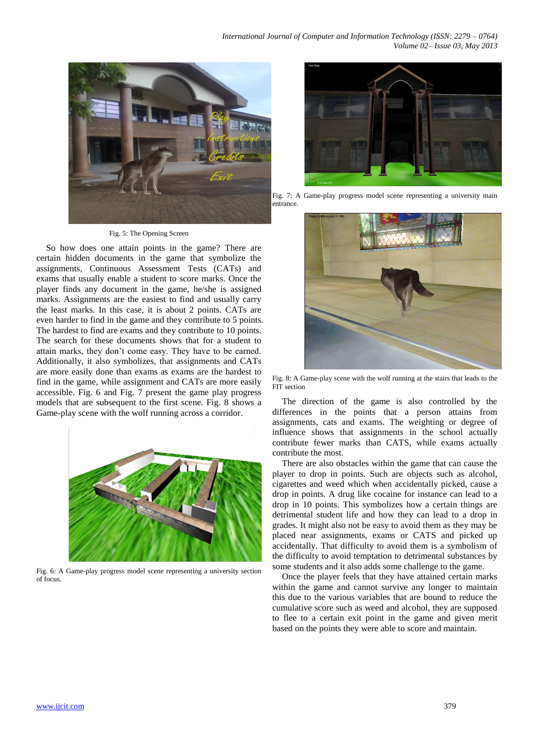Fig. 5: The Opening Screen

So how does one attain points in the game? There are certain hidden documents in the game that symbolize the assignments, Continuous Assessment Tests (CATs) and exams that usually enable a student to score marks. Once the player finds any document in the game, he/she is assigned marks. Assignments are the easiest to find and usually carry the least marks. In this case, it is about 2 points. CATs are even harder to find in the game and they contribute to 5 points. The hardest to find are exams and they contribute to 10 points. The search for these documents shows that for a student to attain marks, they don't come easy. They have to be earned. Additionally, it also symbolizes, that assignments and CATs are more easily done than exams as exams are the hardest to find in the game, while assignment and CATs are more easily accessible. Fig. 6 and Fig. 7 present the game play progress models that are subsequent to the first scene. Fig. 8 shows a Game-play scene with the wolf running across a corridor.

Fig. 6: A Game-play progress model scene representing a university section of focus.

Fig. 7: A Game-play progress model scene representing a university main entrance.

Fig. 8: A Game-play scene with the wolf running at the stairs that leads to the FIT section

The direction of the game is also controlled by the differences in the points that a person attains from assignments, cats and exams. The weighting or degree of influence shows that assignments in the school actually contribute fewer marks than CATS, while exams actually contribute the most.

There are also obstacles within the game that can cause the player to drop in points. Such are objects such as alcohol, cigarettes and weed which when accidentally picked, cause a drop in points. A drug like cocaine for instance can lead to a drop in 10 points. This symbolizes how a certain things are detrimental student life and how they can lead to a drop in grades. It might also not be easy to avoid them as they may be placed near assignments, exams or CATS and picked up accidentally. That difficulty to avoid them is a symbolism of the difficulty to avoid temptation to detrimental substances by some students and it also adds some challenge to the game.

Once the player feels that they have attained certain marks within the game and cannot survive any longer to maintain this due to the various variables that are bound to reduce the cumulative score such as weed and alcohol, they are supposed to flee to a certain exit point in the game and given merit based on the points they were able to score and maintain.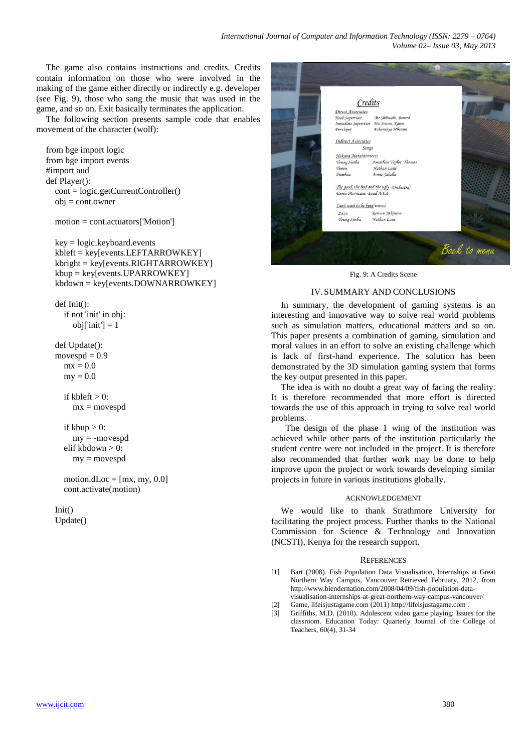The game also contains instructions and credits. Credits contain information on those who were involved in the making of the game either directly or indirectly e.g. developer (see Fig. 9), those who sang the music that was used in the game, and so on. Exit basically terminates the application.

The following section presents sample code that enables movement of the character (wolf):

```
from bge import logic
from bge import events
#import aud
def Player():
    cont = logic.getCurrentController()
    obj = cont.owner

    motion = cont.actuators['Motion']

    key = logic.keyboard.events
    kbleft = key[events.LEFTARROWKEY]
    kbright = key[events.RIGHTARROWKEY]
    kbup = key[events.UPARROWKEY]
    kbdown = key[events.DOWNARROWKEY]

    def Init():
        if not 'init' in obj:
            obj['init'] = 1

    def Update():
    movespd = 0.9
        mx = 0.0
        my = 0.0

        if kbleft > 0:
            mx = movespd

        if kbup > 0:
            my = -movespd
        elif kbdown > 0:
            my = movespd

        motion.dLoc = [mx, my, 0.0]
        cont.activate(motion)

    Init()
    Update()
```

Fig. 9: A Credits Scene

## IV. SUMMARY AND CONCLUSIONS

In summary, the development of gaming systems is an interesting and innovative way to solve real world problems such as simulation matters, educational matters and so on. This paper presents a combination of gaming, simulation and moral values in an effort to solve an existing challenge which is lack of first-hand experience. The solution has been demonstrated by the 3D simulation gaming system that forms the key output presented in this paper.

The idea is with no doubt a great way of facing the reality. It is therefore recommended that more effort is directed towards the use of this approach in trying to solve real world problems.

The design of the phase 1 wing of the institution was achieved while other parts of the institution particularly the student centre were not included in the project. It is therefore also recommended that further work may be done to help improve upon the project or work towards developing similar projects in future in various institutions globally.

## ACKNOWLEDGEMENT

We would like to thank Strathmore University for facilitating the project process. Further thanks to the National Commission for Science & Technology and Innovation (NCSTI), Kenya for the research support.

## REFERENCES

[1] Bart (2008). Fish Population Data Visualisation, Internships at Great Northern Way Campus, Vancouver Retrieved February, 2012, from http://www.blendernation.com/2008/04/09/fish-population-data-visualisation-internships-at-great-northern-way-campus-vancouver/

[2] Game, lifeisjustagame.com (2011) http://lifeisjustagame.com .

[3] Griffiths, M.D. (2010). Adolescent video game playing: Issues for the classroom. Education Today: Quarterly Journal of the College of Teachers, 60(4), 31-34